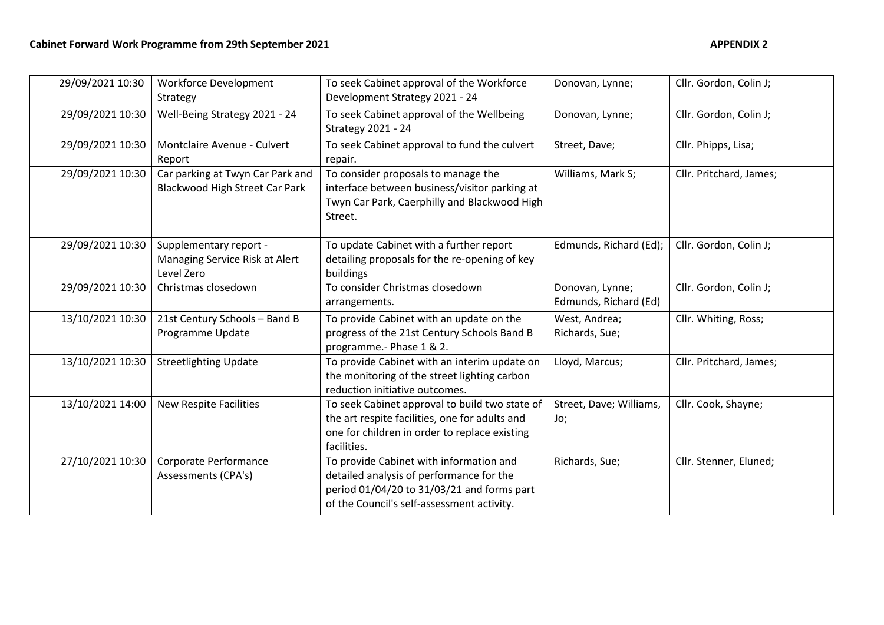**Cabinet Forward Work Programme from 29th September 2021** **APPENDIX 2**

| | | | | |
|---|---|---|---|---|
| 29/09/2021 10:30 | Workforce Development Strategy | To seek Cabinet approval of the Workforce Development Strategy 2021 - 24 | Donovan, Lynne; | Cllr. Gordon, Colin J; |
| 29/09/2021 10:30 | Well-Being Strategy 2021 - 24 | To seek Cabinet approval of the Wellbeing Strategy 2021 - 24 | Donovan, Lynne; | Cllr. Gordon, Colin J; |
| 29/09/2021 10:30 | Montclaire Avenue - Culvert Report | To seek Cabinet approval to fund the culvert repair. | Street, Dave; | Cllr. Phipps, Lisa; |
| 29/09/2021 10:30 | Car parking at Twyn Car Park and Blackwood High Street Car Park | To consider proposals to manage the interface between business/visitor parking at Twyn Car Park, Caerphilly and Blackwood High Street. | Williams, Mark S; | Cllr. Pritchard, James; |
| 29/09/2021 10:30 | Supplementary report - Managing Service Risk at Alert Level Zero | To update Cabinet with a further report detailing proposals for the re-opening of key buildings | Edmunds, Richard (Ed); | Cllr. Gordon, Colin J; |
| 29/09/2021 10:30 | Christmas closedown | To consider Christmas closedown arrangements. | Donovan, Lynne; Edmunds, Richard (Ed) | Cllr. Gordon, Colin J; |
| 13/10/2021 10:30 | 21st Century Schools – Band B Programme Update | To provide Cabinet with an update on the progress of the 21st Century Schools Band B programme.- Phase 1 & 2. | West, Andrea; Richards, Sue; | Cllr. Whiting, Ross; |
| 13/10/2021 10:30 | Streetlighting Update | To provide Cabinet with an interim update on the monitoring of the street lighting carbon reduction initiative outcomes. | Lloyd, Marcus; | Cllr. Pritchard, James; |
| 13/10/2021 14:00 | New Respite Facilities | To seek Cabinet approval to build two state of the art respite facilities, one for adults and one for children in order to replace existing facilities. | Street, Dave; Williams, Jo; | Cllr. Cook, Shayne; |
| 27/10/2021 10:30 | Corporate Performance Assessments (CPA's) | To provide Cabinet with information and detailed analysis of performance for the period 01/04/20 to 31/03/21 and forms part of the Council's self-assessment activity. | Richards, Sue; | Cllr. Stenner, Eluned; |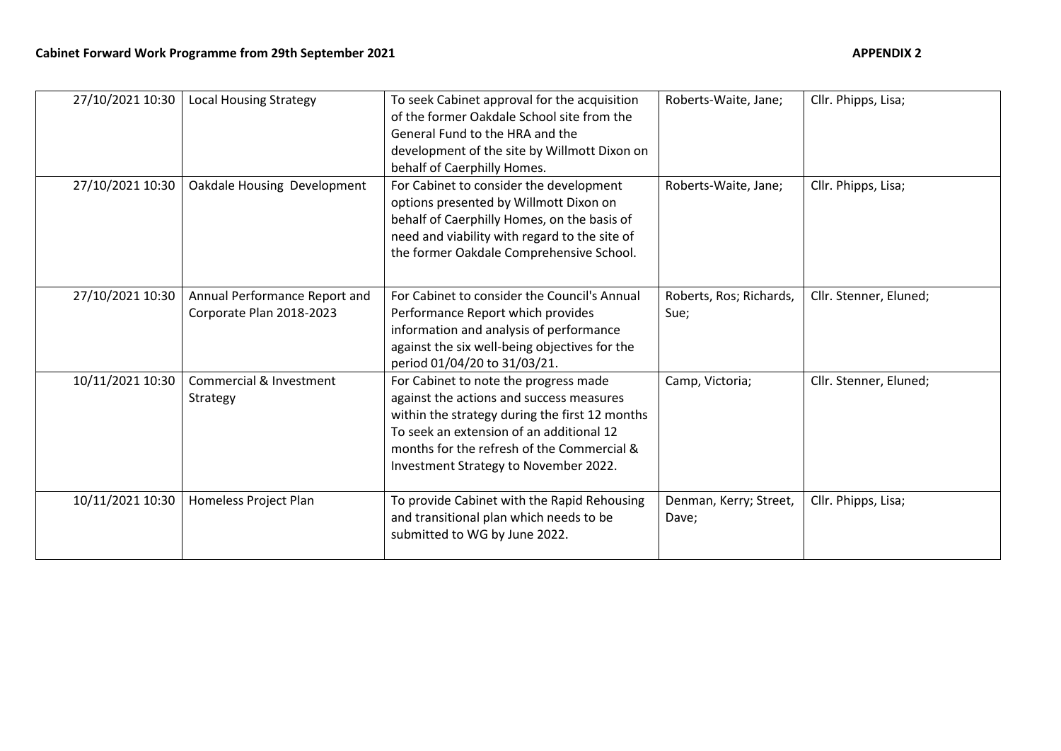**Cabinet Forward Work Programme from 29th September 2021** **APPENDIX 2**

| | | | | |
|---|---|---|---|---|
| 27/10/2021 10:30 | Local Housing Strategy | To seek Cabinet approval for the acquisition of the former Oakdale School site from the General Fund to the HRA and the development of the site by Willmott Dixon on behalf of Caerphilly Homes. | Roberts-Waite, Jane; | Cllr. Phipps, Lisa; |
| 27/10/2021 10:30 | Oakdale Housing Development | For Cabinet to consider the development options presented by Willmott Dixon on behalf of Caerphilly Homes, on the basis of need and viability with regard to the site of the former Oakdale Comprehensive School. | Roberts-Waite, Jane; | Cllr. Phipps, Lisa; |
| 27/10/2021 10:30 | Annual Performance Report and Corporate Plan 2018-2023 | For Cabinet to consider the Council's Annual Performance Report which provides information and analysis of performance against the six well-being objectives for the period 01/04/20 to 31/03/21. | Roberts, Ros; Richards, Sue; | Cllr. Stenner, Eluned; |
| 10/11/2021 10:30 | Commercial & Investment Strategy | For Cabinet to note the progress made against the actions and success measures within the strategy during the first 12 months To seek an extension of an additional 12 months for the refresh of the Commercial & Investment Strategy to November 2022. | Camp, Victoria; | Cllr. Stenner, Eluned; |
| 10/11/2021 10:30 | Homeless Project Plan | To provide Cabinet with the Rapid Rehousing and transitional plan which needs to be submitted to WG by June 2022. | Denman, Kerry; Street, Dave; | Cllr. Phipps, Lisa; |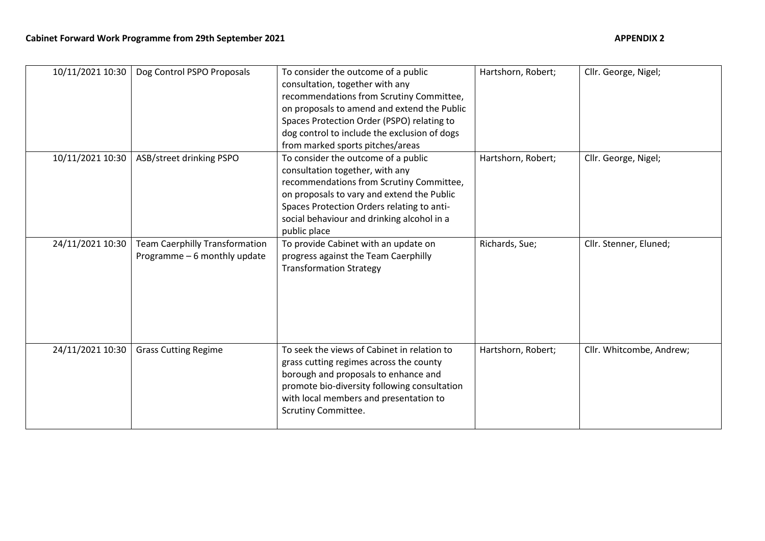**Cabinet Forward Work Programme from 29th September 2021** **APPENDIX 2**

| | | | | |
|---|---|---|---|---|
| 10/11/2021 10:30 | Dog Control PSPO Proposals | To consider the outcome of a public consultation, together with any recommendations from Scrutiny Committee, on proposals to amend and extend the Public Spaces Protection Order (PSPO) relating to dog control to include the exclusion of dogs from marked sports pitches/areas | Hartshorn, Robert; | Cllr. George, Nigel; |
| 10/11/2021 10:30 | ASB/street drinking PSPO | To consider the outcome of a public consultation together, with any recommendations from Scrutiny Committee, on proposals to vary and extend the Public Spaces Protection Orders relating to anti-social behaviour and drinking alcohol in a public place | Hartshorn, Robert; | Cllr. George, Nigel; |
| 24/11/2021 10:30 | Team Caerphilly Transformation Programme – 6 monthly update | To provide Cabinet with an update on progress against the Team Caerphilly Transformation Strategy | Richards, Sue; | Cllr. Stenner, Eluned; |
| 24/11/2021 10:30 | Grass Cutting Regime | To seek the views of Cabinet in relation to grass cutting regimes across the county borough and proposals to enhance and promote bio-diversity following consultation with local members and presentation to Scrutiny Committee. | Hartshorn, Robert; | Cllr. Whitcombe, Andrew; |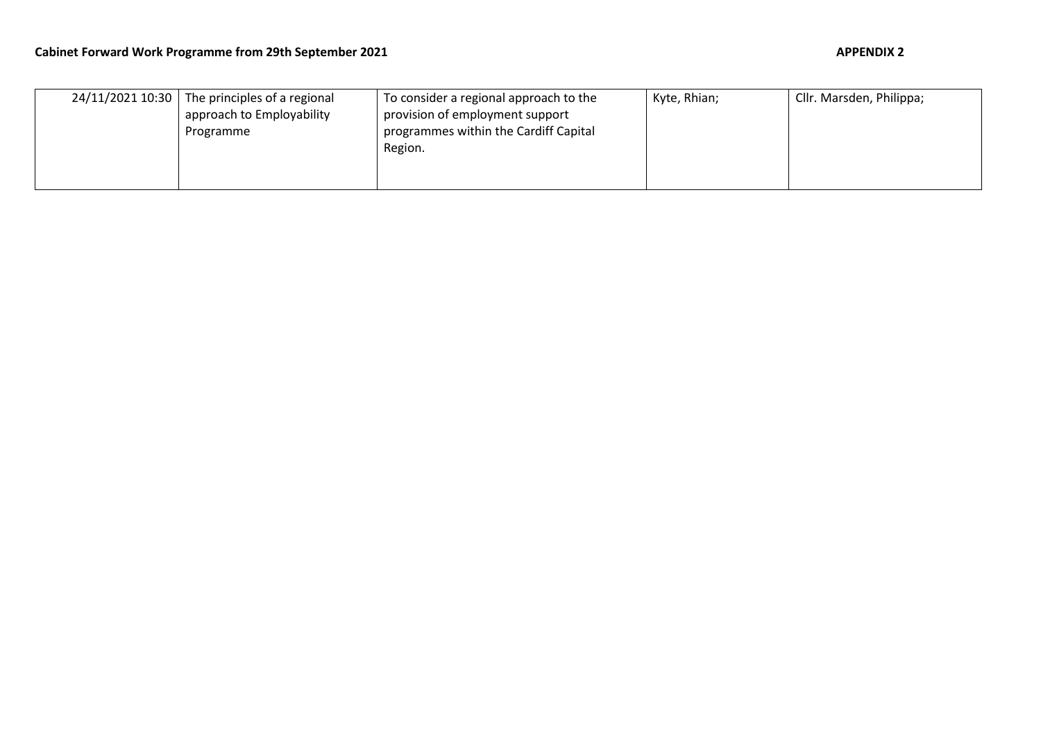| | | | | |
|---|---|---|---|---|
| 24/11/2021 10:30 | The principles of a regional approach to Employability Programme | To consider a regional approach to the provision of employment support programmes within the Cardiff Capital Region. | Kyte, Rhian; | Cllr. Marsden, Philippa; |